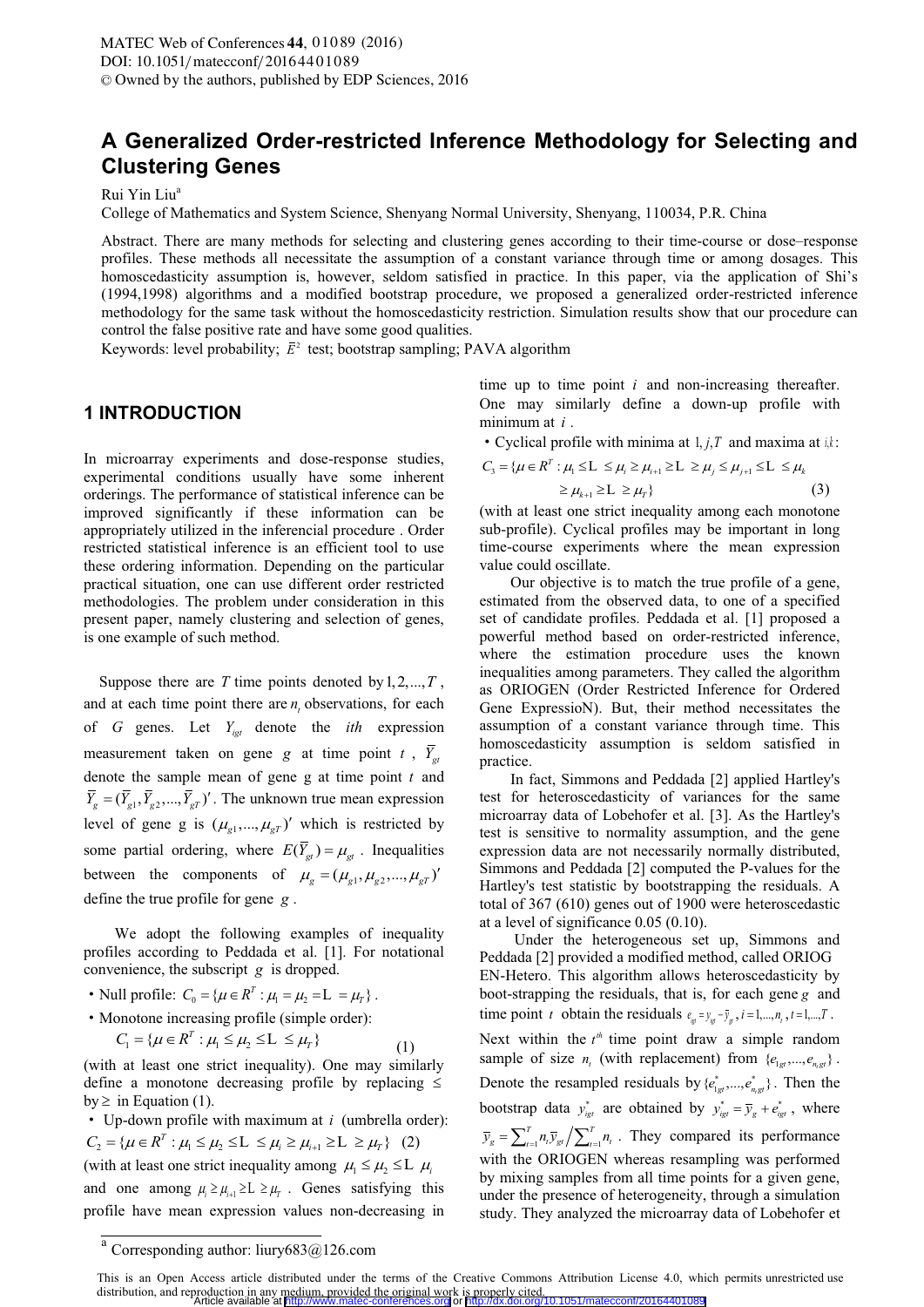# A Generalized Order-restricted Inference Methodology for Selecting and Clustering Genes

Rui Yin Liu[a]

College of Mathematics and System Science, Shenyang Normal University, Shenyang, 110034, P.R. China

Abstract. There are many methods for selecting and clustering genes according to their time-course or dose–response profiles. These methods all necessitate the assumption of a constant variance through time or among dosages. This homoscedasticity assumption is, however, seldom satisfied in practice. In this paper, via the application of Shi's (1994,1998) algorithms and a modified bootstrap procedure, we proposed a generalized order-restricted inference methodology for the same task without the homoscedasticity restriction. Simulation results show that our procedure can control the false positive rate and have some good qualities.

Keywords: level probability; $\bar{E}^2$ test; bootstrap sampling; PAVA algorithm

## 1 INTRODUCTION

In microarray experiments and dose-response studies, experimental conditions usually have some inherent orderings. The performance of statistical inference can be improved significantly if these information can be appropriately utilized in the inferencial procedure . Order restricted statistical inference is an efficient tool to use these ordering information. Depending on the particular practical situation, one can use different order restricted methodologies. The problem under consideration in this present paper, namely clustering and selection of genes, is one example of such method.

Suppose there are $T$ time points denoted by $1, 2, ..., T$, and at each time point there are $n_t$ observations, for each of $G$ genes. Let $Y_{igt}$ denote the $ith$ expression measurement taken on gene $g$ at time point $t$, $\bar{Y}_{gt}$ denote the sample mean of gene g at time point $t$ and $\bar{Y}_g = (\bar{Y}_{g1}, \bar{Y}_{g2}, ..., \bar{Y}_{gT})'$. The unknown true mean expression level of gene g is $(\mu_{g1}, ..., \mu_{gT})'$ which is restricted by some partial ordering, where $E(\bar{Y}_{gt}) = \mu_{gt}$. Inequalities between the components of $\mu_g = (\mu_{g1}, \mu_{g2}, ..., \mu_{gT})'$ define the true profile for gene $g$.

We adopt the following examples of inequality profiles according to Peddada et al. [1]. For notational convenience, the subscript $g$ is dropped.

- Null profile: $C_0 = \{\mu \in R^T : \mu_1 = \mu_2 = \cdots = \mu_T\}$.
- Monotone increasing profile (simple order):

$$C_1 = \{\mu \in R^T : \mu_1 \leq \mu_2 \leq \cdots \leq \mu_T\} \tag{1}$$

(with at least one strict inequality). One may similarly define a monotone decreasing profile by replacing $\leq$ by $\geq$ in Equation (1).

- Up-down profile with maximum at $i$ (umbrella order):

$$C_2 = \{\mu \in R^T : \mu_1 \leq \mu_2 \leq \cdots \leq \mu_i \geq \mu_{i+1} \geq \cdots \geq \mu_T\} \tag{2}$$

(with at least one strict inequality among $\mu_1 \leq \mu_2 \leq \cdots \mu_i$ and one among $\mu_i \geq \mu_{i+1} \geq \cdots \geq \mu_T$. Genes satisfying this profile have mean expression values non-decreasing in time up to time point $i$ and non-increasing thereafter. One may similarly define a down-up profile with minimum at $i$.

- Cyclical profile with minima at $1, j, T$ and maxima at $i, k$:

$$C_3 = \{\mu \in R^T : \mu_1 \leq \cdots \leq \mu_i \geq \mu_{i+1} \geq \cdots \geq \mu_j \leq \mu_{j+1} \leq \cdots \leq \mu_k \geq \mu_{k+1} \geq \cdots \geq \mu_T\} \tag{3}$$

(with at least one strict inequality among each monotone sub-profile). Cyclical profiles may be important in long time-course experiments where the mean expression value could oscillate.

Our objective is to match the true profile of a gene, estimated from the observed data, to one of a specified set of candidate profiles. Peddada et al. [1] proposed a powerful method based on order-restricted inference, where the estimation procedure uses the known inequalities among parameters. They called the algorithm as ORIOGEN (Order Restricted Inference for Ordered Gene ExpressioN). But, their method necessitates the assumption of a constant variance through time. This homoscedasticity assumption is seldom satisfied in practice.

In fact, Simmons and Peddada [2] applied Hartley's test for heteroscedasticity of variances for the same microarray data of Lobehofer et al. [3]. As the Hartley's test is sensitive to normality assumption, and the gene expression data are not necessarily normally distributed, Simmons and Peddada [2] computed the P-values for the Hartley's test statistic by bootstrapping the residuals. A total of 367 (610) genes out of 1900 were heteroscedastic at a level of significance 0.05 (0.10).

Under the heterogeneous set up, Simmons and Peddada [2] provided a modified method, called ORIOG EN-Hetero. This algorithm allows heteroscedasticity by boot-strapping the residuals, that is, for each gene $g$ and time point $t$ obtain the residuals $e_{igt} = y_{igt} - \bar{y}_{gt}, i = 1, ..., n_t, t = 1, ..., T$. Next within the $t^{th}$ time point draw a simple random sample of size $n_t$ (with replacement) from $\{e_{1gt}, ..., e_{n_t gt}\}$. Denote the resampled residuals by $\{e^*_{1gt}, ..., e^*_{n_t gt}\}$. Then the bootstrap data $y^*_{igt}$ are obtained by $y^*_{igt} = \bar{y}_g + e^*_{igt}$, where $\bar{y}_g = \sum_{t=1}^{T} n_t \bar{y}_{gt} \Big/ \sum_{t=1}^{T} n_t$. They compared its performance with the ORIOGEN whereas resampling was performed by mixing samples from all time points for a given gene, under the presence of heterogeneity, through a simulation study. They analyzed the microarray data of Lobehofer et al

[a] Corresponding author: liury683@126.com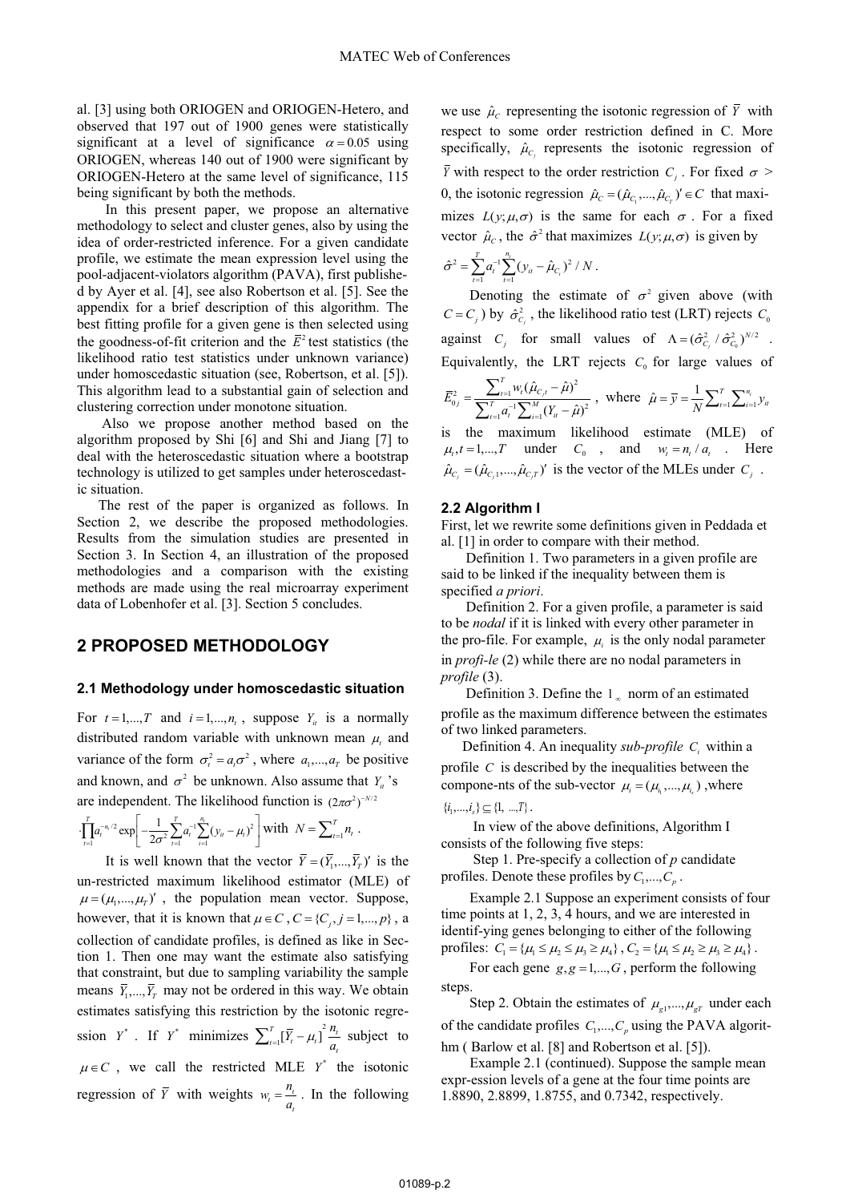al. [3] using both ORIOGEN and ORIOGEN-Hetero, and observed that 197 out of 1900 genes were statistically significant at a level of significance $\alpha = 0.05$ using ORIOGEN, whereas 140 out of 1900 were significant by ORIOGEN-Hetero at the same level of significance, 115 being significant by both the methods.

In this present paper, we propose an alternative methodology to select and cluster genes, also by using the idea of order-restricted inference. For a given candidate profile, we estimate the mean expression level using the pool-adjacent-violators algorithm (PAVA), first published by Ayer et al. [4], see also Robertson et al. [5]. See the appendix for a brief description of this algorithm. The best fitting profile for a given gene is then selected using the goodness-of-fit criterion and the $\bar{E}^2$ test statistics (the likelihood ratio test statistics under unknown variance) under homoscedastic situation (see, Robertson, et al. [5]). This algorithm lead to a substantial gain of selection and clustering correction under monotone situation.

Also we propose another method based on the algorithm proposed by Shi [6] and Shi and Jiang [7] to deal with the heteroscedastic situation where a bootstrap technology is utilized to get samples under heteroscedastic situation.

The rest of the paper is organized as follows. In Section 2, we describe the proposed methodologies. Results from the simulation studies are presented in Section 3. In Section 4, an illustration of the proposed methodologies and a comparison with the existing methods are made using the real microarray experiment data of Lobenhofer et al. [3]. Section 5 concludes.

## 2 PROPOSED METHODOLOGY

### 2.1 Methodology under homoscedastic situation

For $t = 1,...,T$ and $i = 1,...,n_t$, suppose $Y_{it}$ is a normally distributed random variable with unknown mean $\mu_t$ and variance of the form $\sigma_t^2 = a_t\sigma^2$, where $a_1,...,a_T$ be positive and known, and $\sigma^2$ be unknown. Also assume that $Y_{it}$'s are independent. The likelihood function is $(2\pi\sigma^2)^{-N/2} \cdot \prod_{t=1}^{T} a_t^{-n_t/2} \exp\left[-\frac{1}{2\sigma^2}\sum_{t=1}^{T} a_t^{-1}\sum_{i=1}^{n_t}(y_{it}-\mu_t)^2\right]$ with $N = \sum_{t=1}^{T} n_t$.

It is well known that the vector $\bar{Y} = (\bar{Y}_1,...,\bar{Y}_T)'$ is the un-restricted maximum likelihood estimator (MLE) of $\mu = (\mu_1,...,\mu_T)'$, the population mean vector. Suppose, however, that it is known that $\mu \in C$, $C = \{C_j, j = 1,...,p\}$, a collection of candidate profiles, is defined as like in Section 1. Then one may want the estimate also satisfying that constraint, but due to sampling variability the sample means $\bar{Y}_1,...,\bar{Y}_T$ may not be ordered in this way. We obtain estimates satisfying this restriction by the isotonic regression $Y^*$. If $Y^*$ minimizes $\sum_{t=1}^{T}[\bar{Y}_t - \mu_t]^2 \frac{n_t}{a_t}$ subject to $\mu \in C$, we call the restricted MLE $Y^*$ the isotonic regression of $\bar{Y}$ with weights $w_t = \frac{n_t}{a_t}$. In the following we use $\hat{\mu}_C$ representing the isotonic regression of $\bar{Y}$ with respect to some order restriction defined in C. More specifically, $\hat{\mu}_{C_j}$ represents the isotonic regression of $\bar{Y}$ with respect to the order restriction $C_j$. For fixed $\sigma > 0$, the isotonic regression $\hat{\mu}_C = (\hat{\mu}_{C_1},...,\hat{\mu}_{C_T})' \in C$ that maximizes $L(y;\mu,\sigma)$ is the same for each $\sigma$. For a fixed vector $\hat{\mu}_C$, the $\hat{\sigma}^2$ that maximizes $L(y;\mu,\sigma)$ is given by

$$\hat{\sigma}^2 = \sum_{t=1}^{T} a_t^{-1}\sum_{t=1}^{n_t}(y_{it} - \hat{\mu}_{C_t})^2 / N .$$

Denoting the estimate of $\sigma^2$ given above (with $C = C_j$) by $\hat{\sigma}^2_{C_j}$, the likelihood ratio test (LRT) rejects $C_0$ against $C_j$ for small values of $\Lambda = (\hat{\sigma}^2_{C_j}/\hat{\sigma}^2_{C_0})^{N/2}$. Equivalently, the LRT rejects $C_0$ for large values of $\bar{E}^2_{0j} = \frac{\sum_{t=1}^{T} w_t(\hat{\mu}_{C_j t} - \hat{\mu})^2}{\sum_{t=1}^{T} a_t^{-1}\sum_{i=1}^{M}(Y_{it} - \hat{\mu})^2}$, where $\hat{\mu} = \bar{y} = \frac{1}{N}\sum_{t=1}^{T}\sum_{i=1}^{n_t} y_{it}$ is the maximum likelihood estimate (MLE) of $\mu_t, t = 1,...,T$ under $C_0$, and $w_t = n_t / a_t$. Here $\hat{\mu}_{C_j} = (\hat{\mu}_{C_j 1},...,\hat{\mu}_{C_j T})'$ is the vector of the MLEs under $C_j$.

### 2.2 Algorithm I

First, let we rewrite some definitions given in Peddada et al. [1] in order to compare with their method.

Definition 1. Two parameters in a given profile are said to be linked if the inequality between them is specified *a priori*.

Definition 2. For a given profile, a parameter is said to be *nodal* if it is linked with every other parameter in the pro-file. For example, $\mu_t$ is the only nodal parameter in *profi-le* (2) while there are no nodal parameters in *profile* (3).

Definition 3. Define the $l_\infty$ norm of an estimated profile as the maximum difference between the estimates of two linked parameters.

Definition 4. An inequality *sub-profile* $C_i$ within a profile $C$ is described by the inequalities between the compone-nts of the sub-vector $\mu_i = (\mu_{i_1},...,\mu_{i_s})$, where $\{i_1,...,i_s\} \subseteq \{1, ...,T\}$.

In view of the above definitions, Algorithm I consists of the following five steps:

Step 1. Pre-specify a collection of $p$ candidate profiles. Denote these profiles by $C_1,...,C_p$.

Example 2.1 Suppose an experiment consists of four time points at 1, 2, 3, 4 hours, and we are interested in identif-ying genes belonging to either of the following profiles: $C_1 = \{\mu_1 \le \mu_2 \le \mu_3 \ge \mu_4\}$, $C_2 = \{\mu_1 \le \mu_2 \ge \mu_3 \ge \mu_4\}$.

For each gene $g, g = 1,...,G$, perform the following steps.

Step 2. Obtain the estimates of $\mu_{g1},...,\mu_{gT}$ under each of the candidate profiles $C_1,...,C_p$ using the PAVA algorit-hm ( Barlow et al. [8] and Robertson et al. [5]).

Example 2.1 (continued). Suppose the sample mean expr-ession levels of a gene at the four time points are 1.8890, 2.8899, 1.8755, and 0.7342, respectively.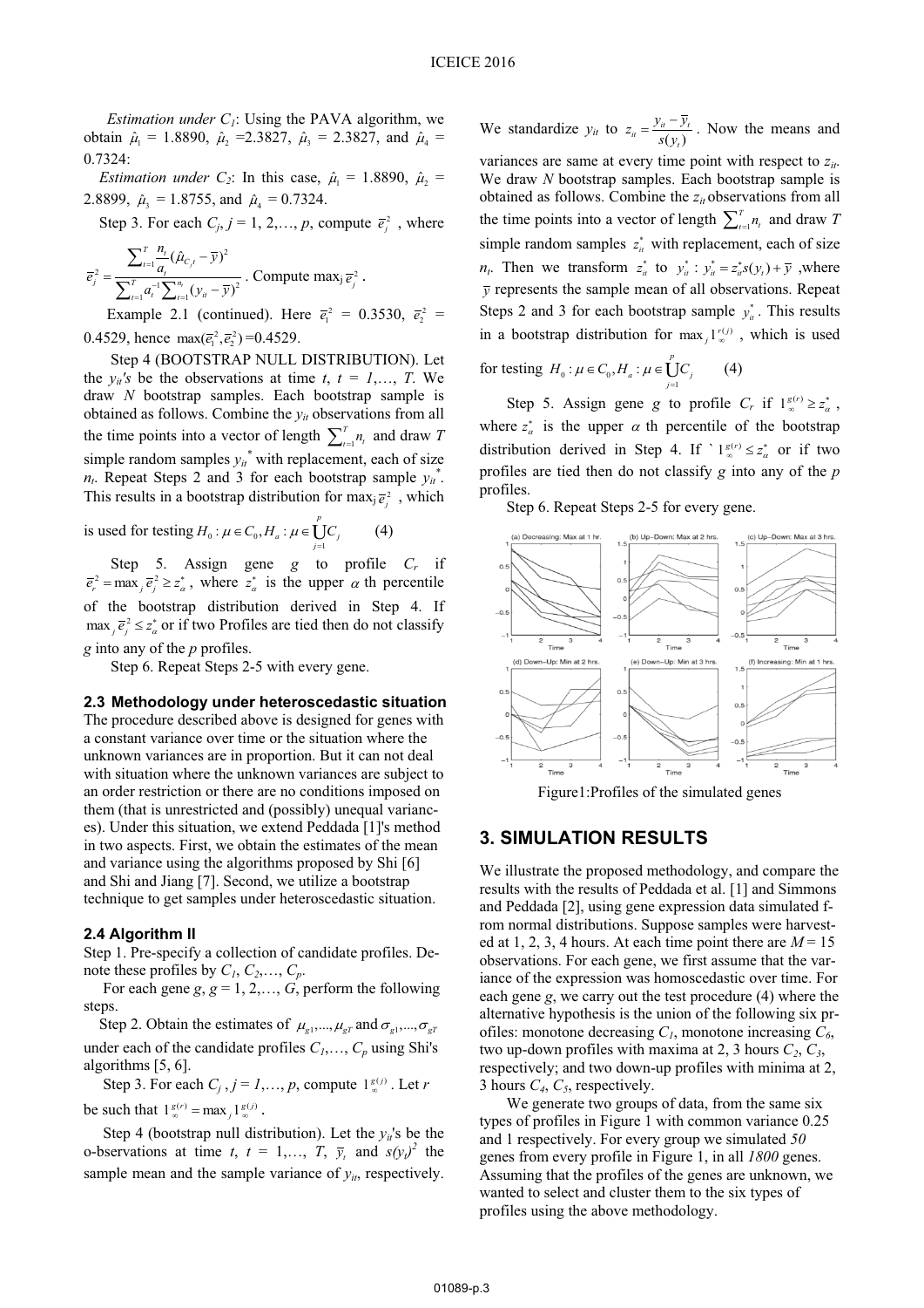*Estimation under $C_1$*: Using the PAVA algorithm, we obtain $\hat{\mu}_1$ = 1.8890, $\hat{\mu}_2$ =2.3827, $\hat{\mu}_3$ = 2.3827, and $\hat{\mu}_4$ = 0.7324:

*Estimation under $C_2$*: In this case, $\hat{\mu}_1$ = 1.8890, $\hat{\mu}_2$ = 2.8899, $\hat{\mu}_3$ = 1.8755, and $\hat{\mu}_4$ = 0.7324.

Step 3. For each $C_j$, $j$ = 1, 2,…, $p$, compute $\bar{e}_j^2$ , where

$$\bar{e}_j^2 = \frac{\sum_{t=1}^{T} \frac{n_t}{a_t}(\hat{\mu}_{C_j t} - \bar{y})^2}{\sum_{t=1}^{T} a_t^{-1} \sum_{i=1}^{n_t} (y_{it} - \bar{y})^2}$$

. Compute $\max_j \bar{e}_j^2$ .

Example 2.1 (continued). Here $\bar{e}_1^2$ = 0.3530, $\bar{e}_2^2$ = 0.4529, hence $\max(\bar{e}_1^2, \bar{e}_2^2)$ =0.4529.

Step 4 (BOOTSTRAP NULL DISTRIBUTION). Let the $y_{it}$'s be the observations at time $t$, $t$ = 1,…, $T$. We draw $N$ bootstrap samples. Each bootstrap sample is obtained as follows. Combine the $y_{it}$ observations from all the time points into a vector of length $\sum_{t=1}^{T} n_t$ and draw $T$ simple random samples $y_{it}^*$ with replacement, each of size $n_t$. Repeat Steps 2 and 3 for each bootstrap sample $y_{it}^*$. This results in a bootstrap distribution for $\max_j \bar{e}_j^2$ , which is used for testing

$$H_0 : \mu \in C_0, H_a : \mu \in \bigcup_{j=1}^{p} C_j \qquad (4)$$

Step 5. Assign gene $g$ to profile $C_r$ if $\bar{e}_r^2 = \max_j \bar{e}_j^2 \geq z_\alpha^*$, where $z_\alpha^*$ is the upper $\alpha$ th percentile of the bootstrap distribution derived in Step 4. If $\max_j \bar{e}_j^2 \leq z_\alpha^*$ or if two Profiles are tied then do not classify $g$ into any of the $p$ profiles.

Step 6. Repeat Steps 2-5 with every gene.

### 2.3 Methodology under heteroscedastic situation

The procedure described above is designed for genes with a constant variance over time or the situation where the unknown variances are in proportion. But it can not deal with situation where the unknown variances are subject to an order restriction or there are no conditions imposed on them (that is unrestricted and (possibly) unequal variances). Under this situation, we extend Peddada [1]'s method in two aspects. First, we obtain the estimates of the mean and variance using the algorithms proposed by Shi [6] and Shi and Jiang [7]. Second, we utilize a bootstrap technique to get samples under heteroscedastic situation.

### 2.4 Algorithm II

Step 1. Pre-specify a collection of candidate profiles. Denote these profiles by $C_1, C_2,…, C_p$.

For each gene $g$, $g$ = 1, 2,…, $G$, perform the following steps.

Step 2. Obtain the estimates of $\mu_{g1},...,\mu_{gT}$ and $\sigma_{g1},...,\sigma_{gT}$ under each of the candidate profiles $C_1,…, C_p$ using Shi's algorithms [5, 6].

Step 3. For each $C_j$ , $j$ = 1,…, $p$, compute $1_\infty^{g(j)}$ . Let $r$ be such that $1_\infty^{g(r)} = \max_j 1_\infty^{g(j)}$ .

Step 4 (bootstrap null distribution). Let the $y_{it}$'s be the o-bservations at time $t$, $t$ = 1,…, $T$, $\bar{y}_t$ and $s(y_t)^2$ the sample mean and the sample variance of $y_{it}$, respectively. We standardize $y_{it}$ to $z_{it} = \frac{y_{it} - \bar{y}_t}{s(y_t)}$. Now the means and variances are same at every time point with respect to $z_{it}$. We draw $N$ bootstrap samples. Each bootstrap sample is obtained as follows. Combine the $z_{it}$ observations from all the time points into a vector of length $\sum_{t=1}^{T} n_t$ and draw $T$ simple random samples $z_{it}^*$ with replacement, each of size $n_t$. Then we transform $z_{it}^*$ to $y_{it}^* : y_{it}^* = z_{it}^* s(y_t) + \bar{y}$ ,where $\bar{y}$ represents the sample mean of all observations. Repeat Steps 2 and 3 for each bootstrap sample $y_{it}^*$. This results in a bootstrap distribution for $\max_j 1_\infty^{r(j)}$ , which is used for testing

$$H_0 : \mu \in C_0, H_a : \mu \in \bigcup_{j=1}^{p} C_j \qquad (4)$$

Step 5. Assign gene $g$ to profile $C_r$ if $1_\infty^{g(r)} \geq z_\alpha^*$, where $z_\alpha^*$ is the upper $\alpha$ th percentile of the bootstrap distribution derived in Step 4. If `$1_\infty^{g(r)} \leq z_\alpha^*$ or if two profiles are tied then do not classify $g$ into any of the $p$ profiles.

Step 6. Repeat Steps 2-5 for every gene.

Figure1:Profiles of the simulated genes

## 3. SIMULATION RESULTS

We illustrate the proposed methodology, and compare the results with the results of Peddada et al. [1] and Simmons and Peddada [2], using gene expression data simulated from normal distributions. Suppose samples were harvested at 1, 2, 3, 4 hours. At each time point there are $M$ = 15 observations. For each gene, we first assume that the variance of the expression was homoscedastic over time. For each gene $g$, we carry out the test procedure (4) where the alternative hypothesis is the union of the following six profiles: monotone decreasing $C_1$, monotone increasing $C_6$, two up-down profiles with maxima at 2, 3 hours $C_2$, $C_3$, respectively; and two down-up profiles with minima at 2, 3 hours $C_4$, $C_5$, respectively.

We generate two groups of data, from the same six types of profiles in Figure 1 with common variance 0.25 and 1 respectively. For every group we simulated *50* genes from every profile in Figure 1, in all *1800* genes. Assuming that the profiles of the genes are unknown, we wanted to select and cluster them to the six types of profiles using the above methodology.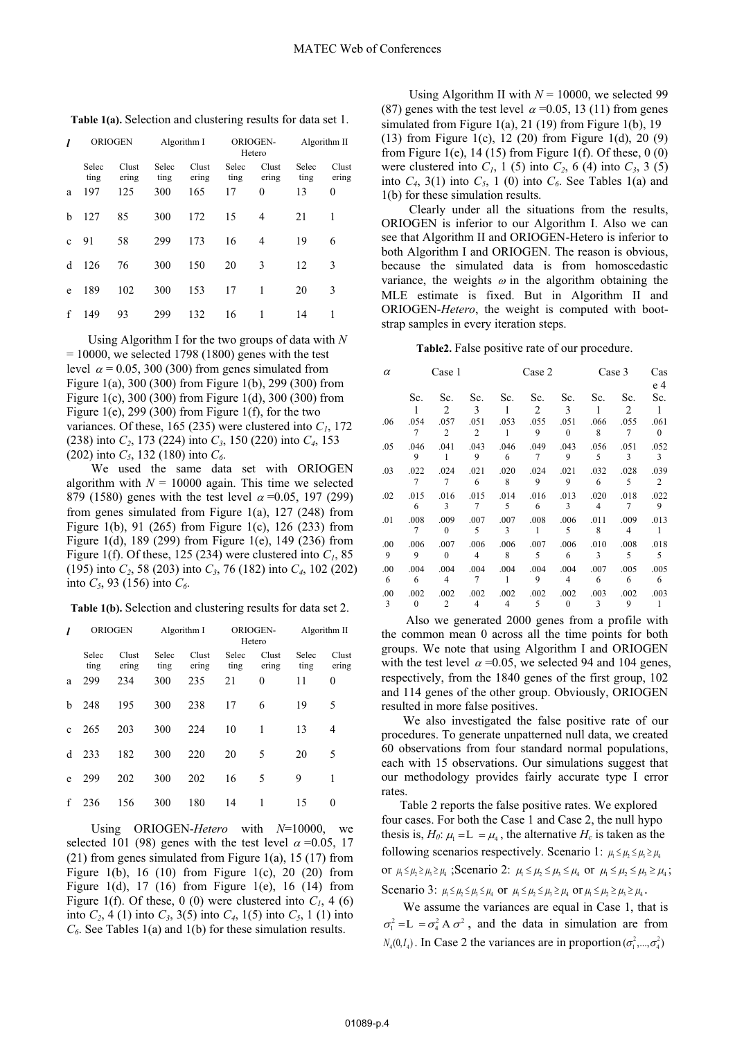**Table 1(a).** Selection and clustering results for data set 1.

| *l* | ORIOGEN | | Algorithm I | | ORIOGEN-Hetero | | Algorithm II | |
|---|---|---|---|---|---|---|---|---|
| | Selecting | Clustering | Selecting | Clustering | Selecting | Clustering | Selecting | Clustering |
| a | 197 | 125 | 300 | 165 | 17 | 0 | 13 | 0 |
| b | 127 | 85 | 300 | 172 | 15 | 4 | 21 | 1 |
| c | 91 | 58 | 299 | 173 | 16 | 4 | 19 | 6 |
| d | 126 | 76 | 300 | 150 | 20 | 3 | 12 | 3 |
| e | 189 | 102 | 300 | 153 | 17 | 1 | 20 | 3 |
| f | 149 | 93 | 299 | 132 | 16 | 1 | 14 | 1 |

Using Algorithm I for the two groups of data with $N$ = 10000, we selected 1798 (1800) genes with the test level $\alpha$ = 0.05, 300 (300) from genes simulated from Figure 1(a), 300 (300) from Figure 1(b), 299 (300) from Figure 1(c), 300 (300) from Figure 1(d), 300 (300) from Figure 1(e), 299 (300) from Figure 1(f), for the two variances. Of these, 165 (235) were clustered into $C_1$, 172 (238) into $C_2$, 173 (224) into $C_3$, 150 (220) into $C_4$, 153 (202) into $C_5$, 132 (180) into $C_6$.

We used the same data set with ORIOGEN algorithm with $N$ = 10000 again. This time we selected 879 (1580) genes with the test level $\alpha$ =0.05, 197 (299) from genes simulated from Figure 1(a), 127 (248) from Figure 1(b), 91 (265) from Figure 1(c), 126 (233) from Figure 1(d), 189 (299) from Figure 1(e), 149 (236) from Figure 1(f). Of these, 125 (234) were clustered into $C_1$, 85 (195) into $C_2$, 58 (203) into $C_3$, 76 (182) into $C_4$, 102 (202) into $C_5$, 93 (156) into $C_6$.

**Table 1(b).** Selection and clustering results for data set 2.

| *l* | ORIOGEN | | Algorithm I | | ORIOGEN-Hetero | | Algorithm II | |
|---|---|---|---|---|---|---|---|---|
| | Selecting | Clustering | Selecting | Clustering | Selecting | Clustering | Selecting | Clustering |
| a | 299 | 234 | 300 | 235 | 21 | 0 | 11 | 0 |
| b | 248 | 195 | 300 | 238 | 17 | 6 | 19 | 5 |
| c | 265 | 203 | 300 | 224 | 10 | 1 | 13 | 4 |
| d | 233 | 182 | 300 | 220 | 20 | 5 | 20 | 5 |
| e | 299 | 202 | 300 | 202 | 16 | 5 | 9 | 1 |
| f | 236 | 156 | 300 | 180 | 14 | 1 | 15 | 0 |

Using ORIOGEN-*Hetero* with $N$=10000, we selected 101 (98) genes with the test level $\alpha$ =0.05, 17 (21) from genes simulated from Figure 1(a), 15 (17) from Figure 1(b), 16 (10) from Figure 1(c), 20 (20) from Figure 1(d), 17 (16) from Figure 1(e), 16 (14) from Figure 1(f). Of these, 0 (0) were clustered into $C_1$, 4 (6) into $C_2$, 4 (1) into $C_3$, 3(5) into $C_4$, 1(5) into $C_5$, 1 (1) into $C_6$. See Tables 1(a) and 1(b) for these simulation results.

Using Algorithm II with $N$ = 10000, we selected 99 (87) genes with the test level $\alpha$ =0.05, 13 (11) from genes simulated from Figure 1(a), 21 (19) from Figure 1(b), 19 (13) from Figure 1(c), 12 (20) from Figure 1(d), 20 (9) from Figure 1(e), 14 (15) from Figure 1(f). Of these, 0 (0) were clustered into $C_1$, 1 (5) into $C_2$, 6 (4) into $C_3$, 3 (5) into $C_4$, 3(1) into $C_5$, 1 (0) into $C_6$. See Tables 1(a) and 1(b) for these simulation results.

Clearly under all the situations from the results, ORIOGEN is inferior to our Algorithm I. Also we can see that Algorithm II and ORIOGEN-Hetero is inferior to both Algorithm I and ORIOGEN. The reason is obvious, because the simulated data is from homoscedastic variance, the weights $\omega$ in the algorithm obtaining the MLE estimate is fixed. But in Algorithm II and ORIOGEN-*Hetero*, the weight is computed with bootstrap samples in every iteration steps.

**Table2.** False positive rate of our procedure.

| $\alpha$ | Case 1 | | | Case 2 | | | Case 3 | | Case 4 |
|---|---|---|---|---|---|---|---|---|---|
| | Sc. 1 | Sc. 2 | Sc. 3 | Sc. 1 | Sc. 2 | Sc. 3 | Sc. 1 | Sc. 2 | Sc. 1 |
| .06 | .0547 | .0572 | .0512 | .0531 | .0559 | .0510 | .0668 | .0557 | .0610 |
| .05 | .0469 | .0411 | .0439 | .0466 | .0497 | .0439 | .0565 | .0513 | .0523 |
| .03 | .0227 | .0247 | .0216 | .0208 | .0249 | .0219 | .0326 | .0285 | .0392 |
| .02 | .0156 | .0163 | .0157 | .0145 | .0166 | .0133 | .0204 | .0187 | .0229 |
| .01 | .0087 | .0090 | .0075 | .0073 | .0081 | .0065 | .0118 | .0094 | .0131 |
| .009 | .0069 | .0070 | .0064 | .0068 | .0075 | .0066 | .0103 | .0085 | .0185 |
| .006 | .0046 | .0044 | .0047 | .0041 | .0049 | .0044 | .0076 | .0056 | .0056 |
| .003 | .0020 | .0022 | .0024 | .0024 | .0025 | .0020 | .0033 | .0029 | .0031 |

Also we generated 2000 genes from a profile with the common mean 0 across all the time points for both groups. We note that using Algorithm I and ORIOGEN with the test level $\alpha$ =0.05, we selected 94 and 104 genes, respectively, from the 1840 genes of the first group, 102 and 114 genes of the other group. Obviously, ORIOGEN resulted in more false positives.

We also investigated the false positive rate of our procedures. To generate unpatterned null data, we created 60 observations from four standard normal populations, each with 15 observations. Our simulations suggest that our methodology provides fairly accurate type I error rates.

Table 2 reports the false positive rates. We explored four cases. For both the Case 1 and Case 2, the null hypothesis is, $H_0$: $\mu_1 = \cdots = \mu_4$, the alternative $H_c$ is taken as the following scenarios respectively. Scenario 1: $\mu_1 \le \mu_2 \le \mu_3 \ge \mu_4$ or $\mu_1 \le \mu_2 \ge \mu_3 \ge \mu_4$ ;Scenario 2: $\mu_1 \le \mu_2 \le \mu_3 \le \mu_4$ or $\mu_1 \le \mu_2 \le \mu_3 \ge \mu_4$; Scenario 3: $\mu_1 \le \mu_2 \le \mu_3 \le \mu_4$ or $\mu_1 \le \mu_2 \le \mu_3 \ge \mu_4$ or $\mu_1 \le \mu_2 \ge \mu_3 \ge \mu_4$.

We assume the variances are equal in Case 1, that is $\sigma_1^2 = \cdots = \sigma_4^2 \triangleq \sigma^2$, and the data in simulation are from $N_4(0, I_4)$. In Case 2 the variances are in proportion $(\sigma_1^2, ..., \sigma_4^2)$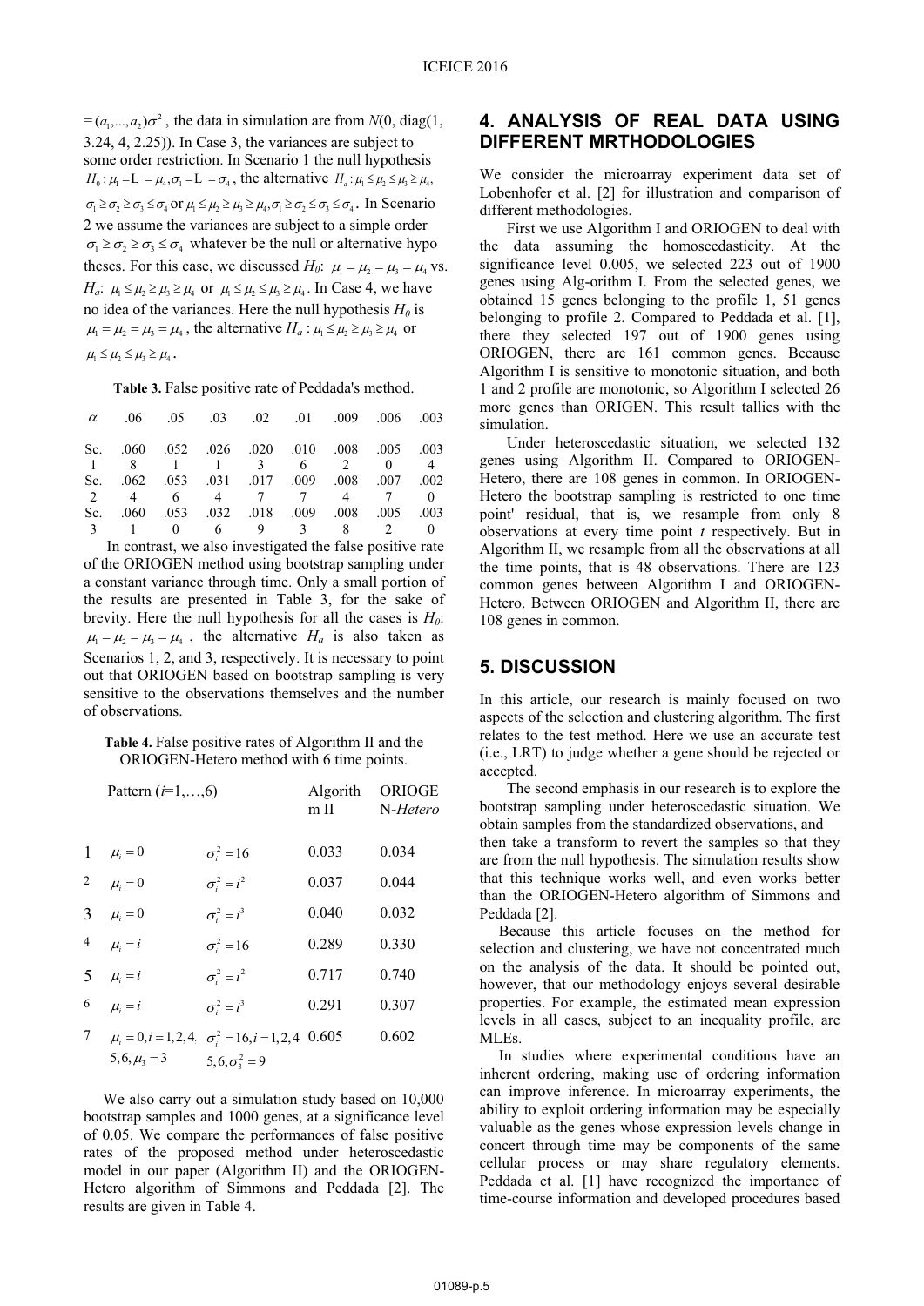$= (a_1, ..., a_2)\sigma^2$, the data in simulation are from $N$(0, diag(1, 3.24, 4, 2.25)). In Case 3, the variances are subject to some order restriction. In Scenario 1 the null hypothesis $H_0: \mu_1 = \text{L} = \mu_4, \sigma_1 = \text{L} = \sigma_4$, the alternative $H_a: \mu_1 \le \mu_2 \le \mu_3 \ge \mu_4$, $\sigma_1 \ge \sigma_2 \ge \sigma_3 \le \sigma_4$ or $\mu_1 \le \mu_2 \ge \mu_3 \ge \mu_4, \sigma_1 \ge \sigma_2 \le \sigma_3 \le \sigma_4$. In Scenario 2 we assume the variances are subject to a simple order $\sigma_1 \ge \sigma_2 \ge \sigma_3 \le \sigma_4$ whatever be the null or alternative hypo theses. For this case, we discussed $H_0$: $\mu_1 = \mu_2 = \mu_3 = \mu_4$ vs. $H_a$: $\mu_1 \le \mu_2 \ge \mu_3 \ge \mu_4$ or $\mu_1 \le \mu_2 \le \mu_3 \ge \mu_4$. In Case 4, we have no idea of the variances. Here the null hypothesis $H_0$ is $\mu_1 = \mu_2 = \mu_3 = \mu_4$, the alternative $H_a: \mu_1 \le \mu_2 \ge \mu_3 \ge \mu_4$ or $\mu_1 \le \mu_2 \le \mu_3 \ge \mu_4$.

**Table 3.** False positive rate of Peddada's method.

| $\alpha$ | .06 | .05 | .03 | .02 | .01 | .009 | .006 | .003 |
|---|---|---|---|---|---|---|---|---|
| Sc. 1 | .0608 | .0521 | .0261 | .0203 | .0106 | .0082 | .0050 | .0034 |
| Sc. 2 | .0624 | .0536 | .0314 | .0177 | .0097 | .0084 | .0077 | .0020 |
| Sc. 3 | .0601 | .0530 | .0326 | .0189 | .0093 | .0088 | .0052 | .0030 |

In contrast, we also investigated the false positive rate of the ORIOGEN method using bootstrap sampling under a constant variance through time. Only a small portion of the results are presented in Table 3, for the sake of brevity. Here the null hypothesis for all the cases is $H_0$: $\mu_1 = \mu_2 = \mu_3 = \mu_4$, the alternative $H_a$ is also taken as Scenarios 1, 2, and 3, respectively. It is necessary to point out that ORIOGEN based on bootstrap sampling is very sensitive to the observations themselves and the number of observations.

**Table 4.** False positive rates of Algorithm II and the ORIOGEN-Hetero method with 6 time points.

| | Pattern ($i$=1,…,6) | | Algorithm II | ORIOGEN-*Hetero* |
|---|---|---|---|---|
| 1 | $\mu_i = 0$ | $\sigma_i^2 = 16$ | 0.033 | 0.034 |
| 2 | $\mu_i = 0$ | $\sigma_i^2 = i^2$ | 0.037 | 0.044 |
| 3 | $\mu_i = 0$ | $\sigma_i^2 = i^3$ | 0.040 | 0.032 |
| 4 | $\mu_i = i$ | $\sigma_i^2 = 16$ | 0.289 | 0.330 |
| 5 | $\mu_i = i$ | $\sigma_i^2 = i^2$ | 0.717 | 0.740 |
| 6 | $\mu_i = i$ | $\sigma_i^2 = i^3$ | 0.291 | 0.307 |
| 7 | $\mu_i = 0, i = 1,2,4, 5,6, \mu_3 = 3$ | $\sigma_i^2 = 16, i = 1,2,4, 5,6, \sigma_3^2 = 9$ | 0.605 | 0.602 |

We also carry out a simulation study based on 10,000 bootstrap samples and 1000 genes, at a significance level of 0.05. We compare the performances of false positive rates of the proposed method under heteroscedastic model in our paper (Algorithm II) and the ORIOGEN-Hetero algorithm of Simmons and Peddada [2]. The results are given in Table 4.

## 4. ANALYSIS OF REAL DATA USING DIFFERENT MRTHODOLOGIES

We consider the microarray experiment data set of Lobenhofer et al. [2] for illustration and comparison of different methodologies.

First we use Algorithm I and ORIOGEN to deal with the data assuming the homoscedasticity. At the significance level 0.005, we selected 223 out of 1900 genes using Alg-orithm I. From the selected genes, we obtained 15 genes belonging to the profile 1, 51 genes belonging to profile 2. Compared to Peddada et al. [1], there they selected 197 out of 1900 genes using ORIOGEN, there are 161 common genes. Because Algorithm I is sensitive to monotonic situation, and both 1 and 2 profile are monotonic, so Algorithm I selected 26 more genes than ORIGEN. This result tallies with the simulation.

Under heteroscedastic situation, we selected 132 genes using Algorithm II. Compared to ORIOGEN-Hetero, there are 108 genes in common. In ORIOGEN-Hetero the bootstrap sampling is restricted to one time point' residual, that is, we resample from only 8 observations at every time point $t$ respectively. But in Algorithm II, we resample from all the observations at all the time points, that is 48 observations. There are 123 common genes between Algorithm I and ORIOGEN-Hetero. Between ORIOGEN and Algorithm II, there are 108 genes in common.

## 5. DISCUSSION

In this article, our research is mainly focused on two aspects of the selection and clustering algorithm. The first relates to the test method. Here we use an accurate test (i.e., LRT) to judge whether a gene should be rejected or accepted.

The second emphasis in our research is to explore the bootstrap sampling under heteroscedastic situation. We obtain samples from the standardized observations, and then take a transform to revert the samples so that they are from the null hypothesis. The simulation results show that this technique works well, and even works better than the ORIOGEN-Hetero algorithm of Simmons and Peddada [2].

Because this article focuses on the method for selection and clustering, we have not concentrated much on the analysis of the data. It should be pointed out, however, that our methodology enjoys several desirable properties. For example, the estimated mean expression levels in all cases, subject to an inequality profile, are MLEs.

In studies where experimental conditions have an inherent ordering, making use of ordering information can improve inference. In microarray experiments, the ability to exploit ordering information may be especially valuable as the genes whose expression levels change in concert through time may be components of the same cellular process or may share regulatory elements. Peddada et al. [1] have recognized the importance of time-course information and developed procedures based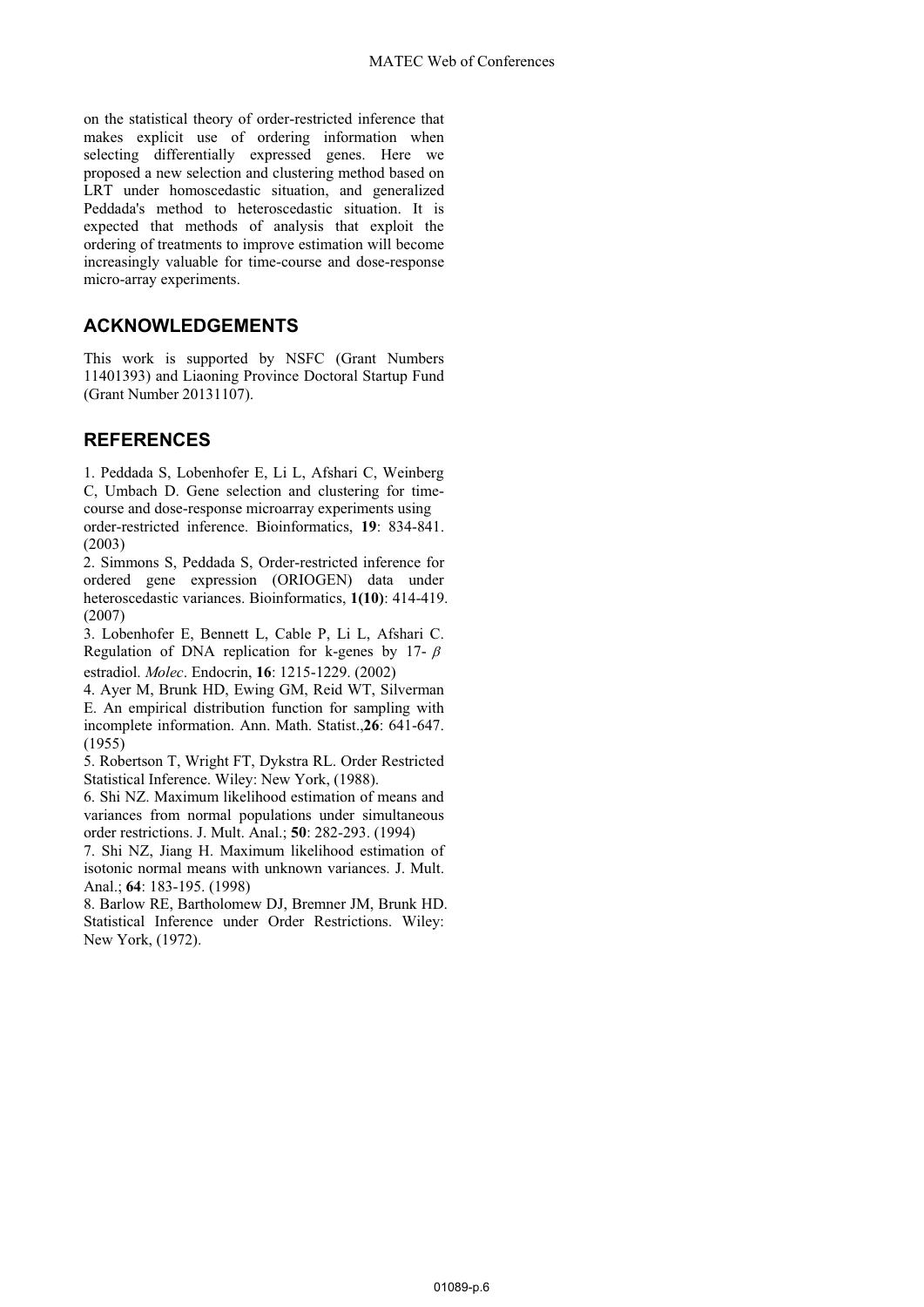on the statistical theory of order-restricted inference that makes explicit use of ordering information when selecting differentially expressed genes. Here we proposed a new selection and clustering method based on LRT under homoscedastic situation, and generalized Peddada's method to heteroscedastic situation. It is expected that methods of analysis that exploit the ordering of treatments to improve estimation will become increasingly valuable for time-course and dose-response micro-array experiments.

## ACKNOWLEDGEMENTS

This work is supported by NSFC (Grant Numbers 11401393) and Liaoning Province Doctoral Startup Fund (Grant Number 20131107).

## REFERENCES

1. Peddada S, Lobenhofer E, Li L, Afshari C, Weinberg C, Umbach D. Gene selection and clustering for time-course and dose-response microarray experiments using order-restricted inference. Bioinformatics, **19**: 834-841. (2003)
2. Simmons S, Peddada S, Order-restricted inference for ordered gene expression (ORIOGEN) data under heteroscedastic variances. Bioinformatics, **1(10)**: 414-419. (2007)
3. Lobenhofer E, Bennett L, Cable P, Li L, Afshari C. Regulation of DNA replication for k-genes by 17- $\beta$ estradiol. *Molec*. Endocrin, **16**: 1215-1229. (2002)
4. Ayer M, Brunk HD, Ewing GM, Reid WT, Silverman E. An empirical distribution function for sampling with incomplete information. Ann. Math. Statist.,**26**: 641-647. (1955)
5. Robertson T, Wright FT, Dykstra RL. Order Restricted Statistical Inference. Wiley: New York, (1988).
6. Shi NZ. Maximum likelihood estimation of means and variances from normal populations under simultaneous order restrictions. J. Mult. Anal.; **50**: 282-293. (1994)
7. Shi NZ, Jiang H. Maximum likelihood estimation of isotonic normal means with unknown variances. J. Mult. Anal.; **64**: 183-195. (1998)
8. Barlow RE, Bartholomew DJ, Bremner JM, Brunk HD. Statistical Inference under Order Restrictions. Wiley: New York, (1972).